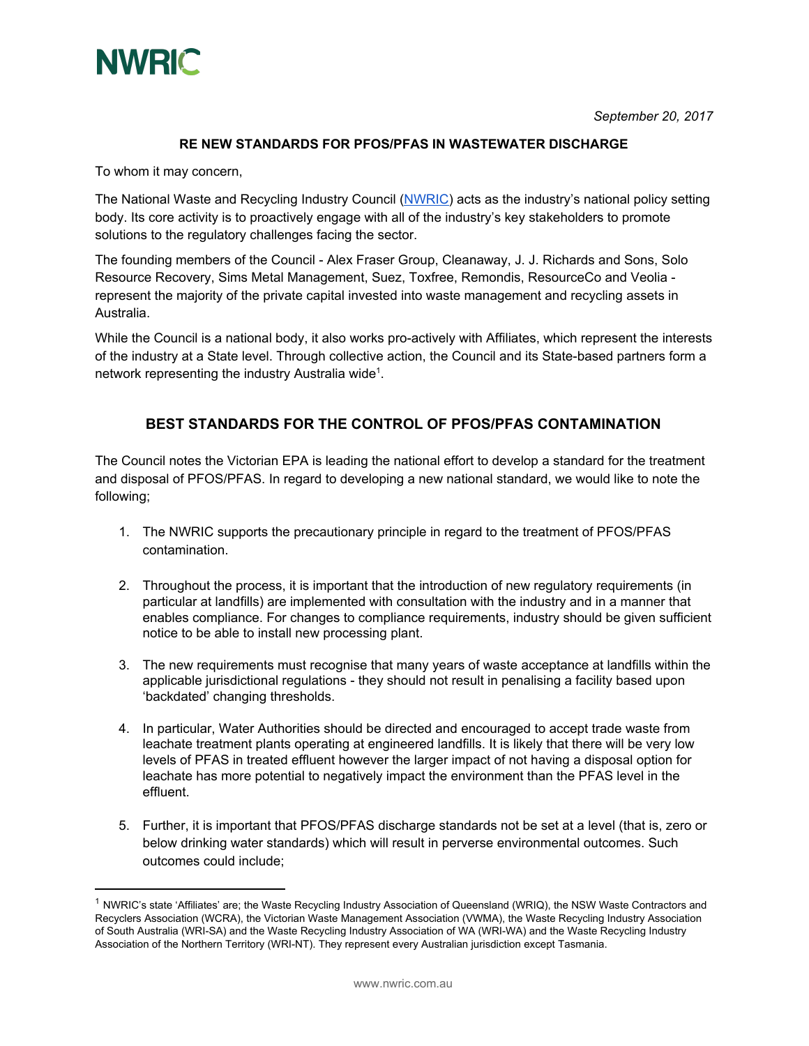NWRIC

*September 20, 2017*

**RE NEW STANDARDS FOR PFOS/PFAS IN WASTEWATER DISCHARGE**

To whom it may concern,

The National Waste and Recycling Industry Council (NWRIC) acts as the industry's national policy setting body. Its core activity is to proactively engage with all of the industry's key stakeholders to promote solutions to the regulatory challenges facing the sector.

The founding members of the Council - Alex Fraser Group, Cleanaway, J. J. Richards and Sons, Solo Resource Recovery, Sims Metal Management, Suez, Toxfree, Remondis, ResourceCo and Veolia - represent the majority of the private capital invested into waste management and recycling assets in Australia.

While the Council is a national body, it also works pro-actively with Affiliates, which represent the interests of the industry at a State level. Through collective action, the Council and its State-based partners form a network representing the industry Australia wide[1].

## BEST STANDARDS FOR THE CONTROL OF PFOS/PFAS CONTAMINATION

The Council notes the Victorian EPA is leading the national effort to develop a standard for the treatment and disposal of PFOS/PFAS. In regard to developing a new national standard, we would like to note the following;

1. The NWRIC supports the precautionary principle in regard to the treatment of PFOS/PFAS contamination.

2. Throughout the process, it is important that the introduction of new regulatory requirements (in particular at landfills) are implemented with consultation with the industry and in a manner that enables compliance. For changes to compliance requirements, industry should be given sufficient notice to be able to install new processing plant.

3. The new requirements must recognise that many years of waste acceptance at landfills within the applicable jurisdictional regulations - they should not result in penalising a facility based upon 'backdated' changing thresholds.

4. In particular, Water Authorities should be directed and encouraged to accept trade waste from leachate treatment plants operating at engineered landfills. It is likely that there will be very low levels of PFAS in treated effluent however the larger impact of not having a disposal option for leachate has more potential to negatively impact the environment than the PFAS level in the effluent.

5. Further, it is important that PFOS/PFAS discharge standards not be set at a level (that is, zero or below drinking water standards) which will result in perverse environmental outcomes. Such outcomes could include;

---

[1] NWRIC's state 'Affiliates' are; the Waste Recycling Industry Association of Queensland (WRIQ), the NSW Waste Contractors and Recyclers Association (WCRA), the Victorian Waste Management Association (VWMA), the Waste Recycling Industry Association of South Australia (WRI-SA) and the Waste Recycling Industry Association of WA (WRI-WA) and the Waste Recycling Industry Association of the Northern Territory (WRI-NT). They represent every Australian jurisdiction except Tasmania.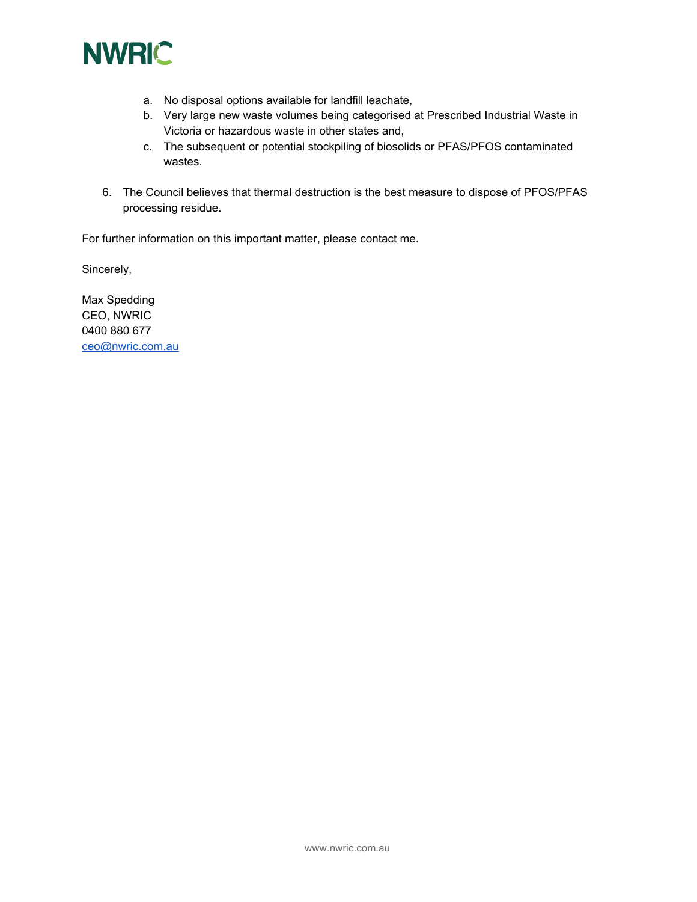a. No disposal options available for landfill leachate,
   b. Very large new waste volumes being categorised at Prescribed Industrial Waste in Victoria or hazardous waste in other states and,
   c. The subsequent or potential stockpiling of biosolids or PFAS/PFOS contaminated wastes.

6. The Council believes that thermal destruction is the best measure to dispose of PFOS/PFAS processing residue.

For further information on this important matter, please contact me.

Sincerely,

Max Spedding
CEO, NWRIC
0400 880 677
ceo@nwric.com.au